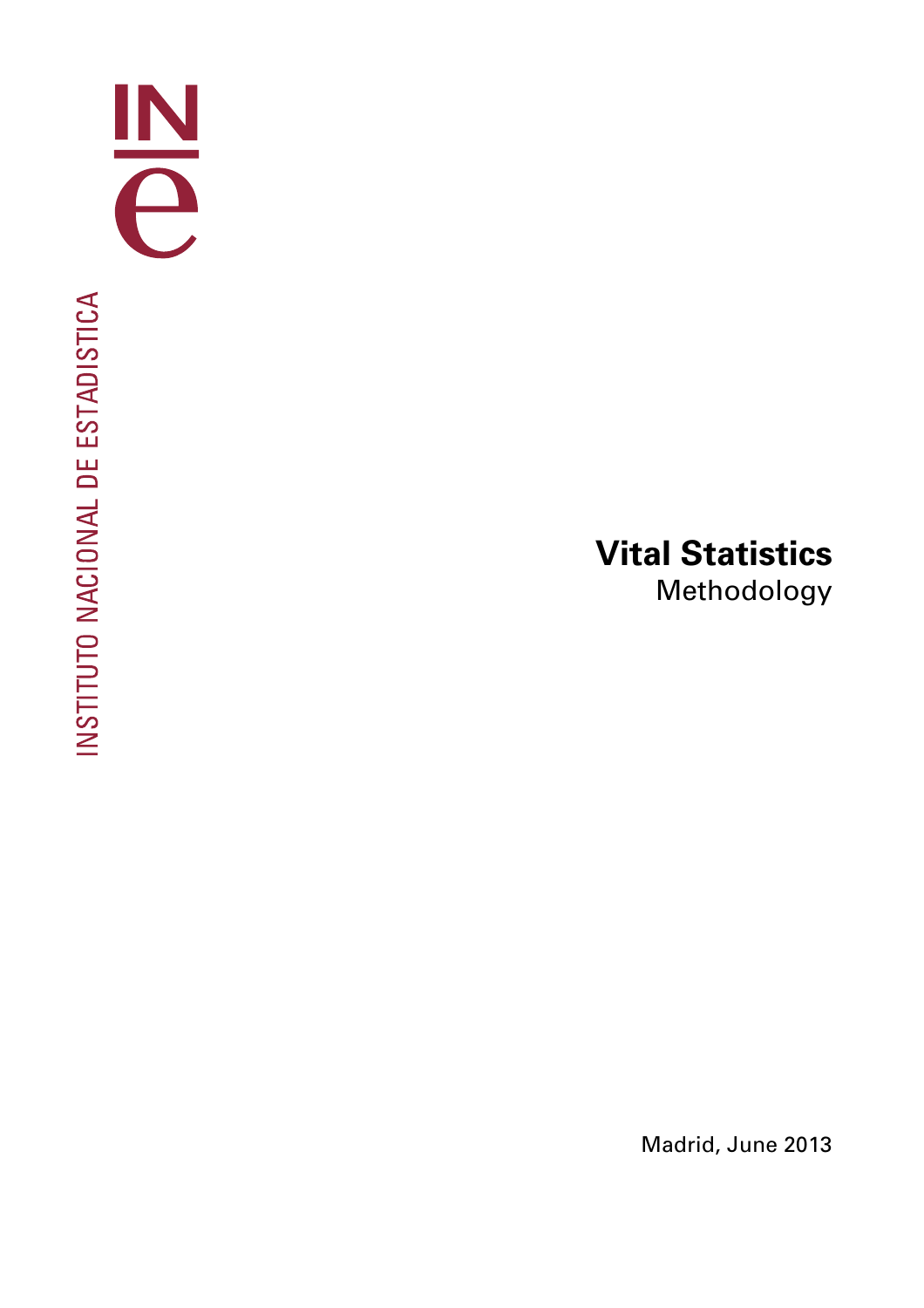INSTITUTO NACIONAL DE ESTADISTICA

# Vital Statistics

Methodology

Madrid, June 2013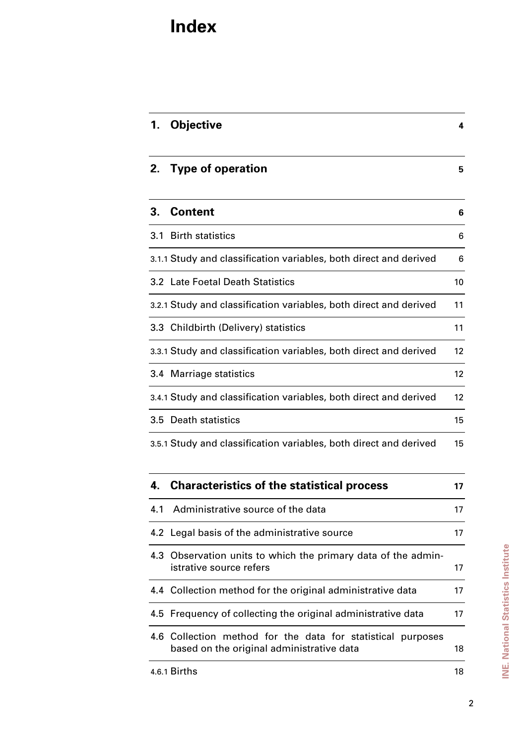# Index

| | | |
|---|---|---|
| **1.** | **Objective** | **4** |
| **2.** | **Type of operation** | **5** |
| **3.** | **Content** | **6** |
| 3.1 | Birth statistics | 6 |
| 3.1.1 | Study and classification variables, both direct and derived | 6 |
| 3.2 | Late Foetal Death Statistics | 10 |
| 3.2.1 | Study and classification variables, both direct and derived | 11 |
| 3.3 | Childbirth (Delivery) statistics | 11 |
| 3.3.1 | Study and classification variables, both direct and derived | 12 |
| 3.4 | Marriage statistics | 12 |
| 3.4.1 | Study and classification variables, both direct and derived | 12 |
| 3.5 | Death statistics | 15 |
| 3.5.1 | Study and classification variables, both direct and derived | 15 |
| **4.** | **Characteristics of the statistical process** | **17** |
| 4.1 | Administrative source of the data | 17 |
| 4.2 | Legal basis of the administrative source | 17 |
| 4.3 | Observation units to which the primary data of the administrative source refers | 17 |
| 4.4 | Collection method for the original administrative data | 17 |
| 4.5 | Frequency of collecting the original administrative data | 17 |
| 4.6 | Collection method for the data for statistical purposes based on the original administrative data | 18 |
| 4.6.1 | Births | 18 |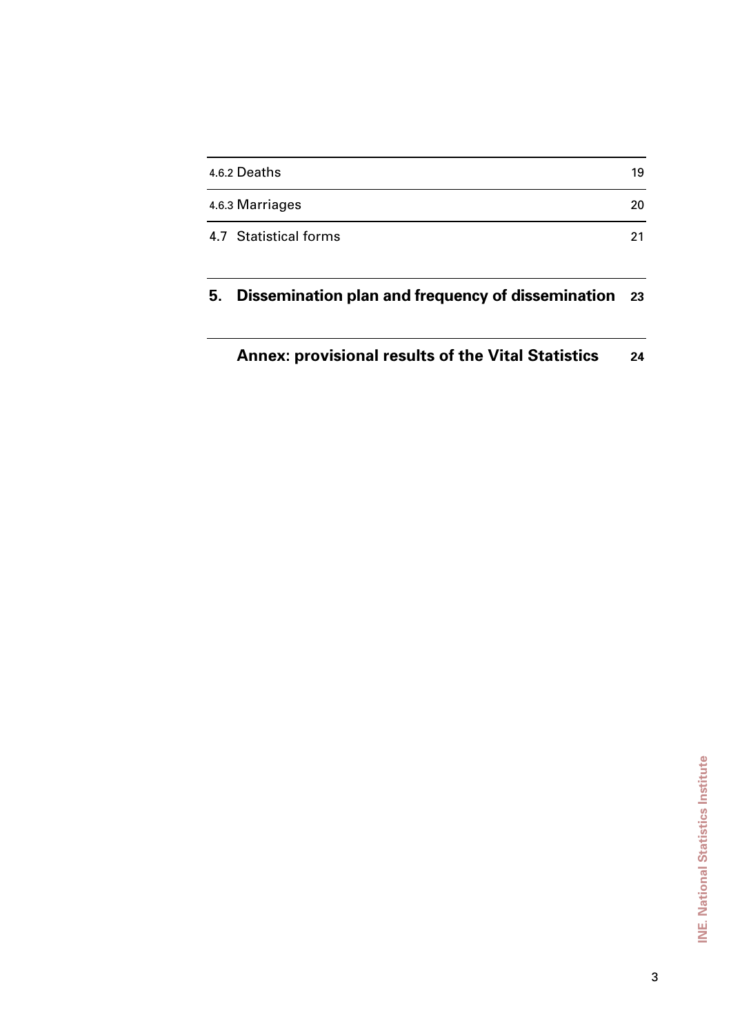| | |
|---|---|
| 4.6.2 Deaths | 19 |
| 4.6.3 Marriages | 20 |
| 4.7 Statistical forms | 21 |
| **5. Dissemination plan and frequency of dissemination** | **23** |
| **Annex: provisional results of the Vital Statistics** | **24** |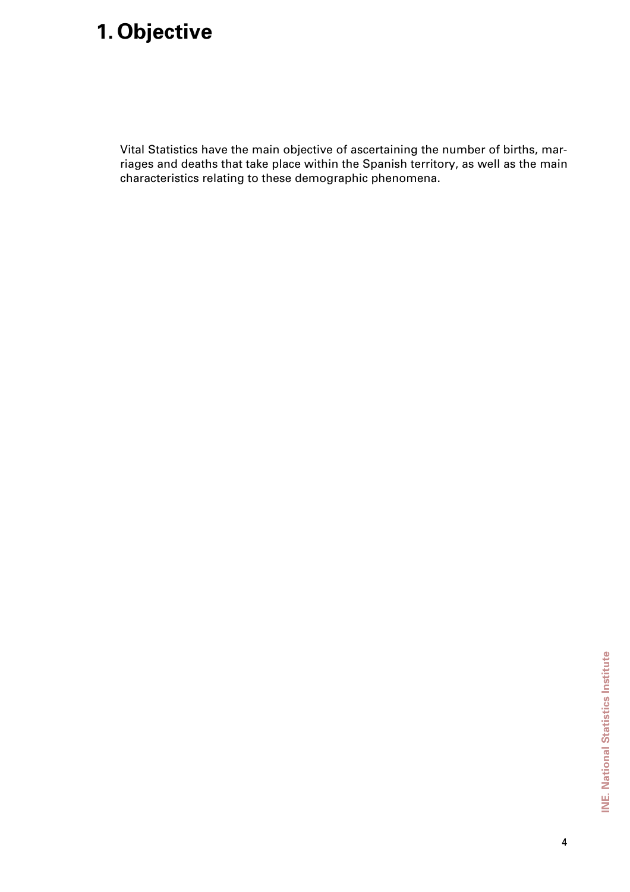# 1. Objective

Vital Statistics have the main objective of ascertaining the number of births, marriages and deaths that take place within the Spanish territory, as well as the main characteristics relating to these demographic phenomena.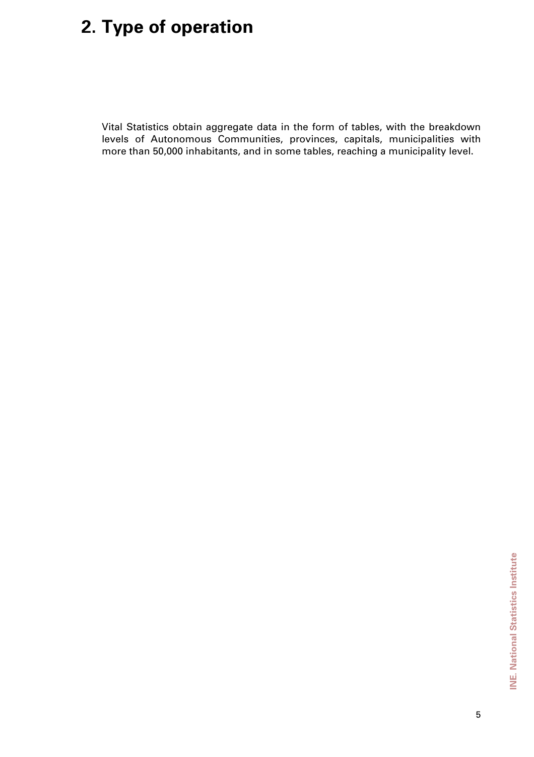# 2. Type of operation

Vital Statistics obtain aggregate data in the form of tables, with the breakdown levels of Autonomous Communities, provinces, capitals, municipalities with more than 50,000 inhabitants, and in some tables, reaching a municipality level.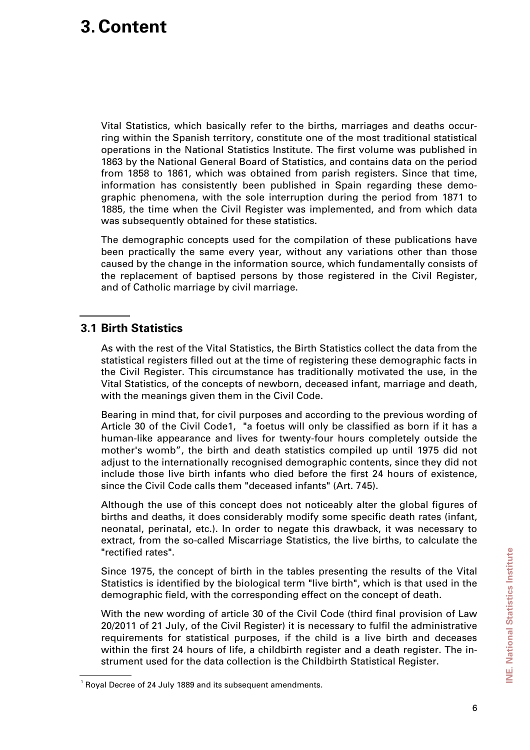# 3. Content

Vital Statistics, which basically refer to the births, marriages and deaths occurring within the Spanish territory, constitute one of the most traditional statistical operations in the National Statistics Institute. The first volume was published in 1863 by the National General Board of Statistics, and contains data on the period from 1858 to 1861, which was obtained from parish registers. Since that time, information has consistently been published in Spain regarding these demographic phenomena, with the sole interruption during the period from 1871 to 1885, the time when the Civil Register was implemented, and from which data was subsequently obtained for these statistics.

The demographic concepts used for the compilation of these publications have been practically the same every year, without any variations other than those caused by the change in the information source, which fundamentally consists of the replacement of baptised persons by those registered in the Civil Register, and of Catholic marriage by civil marriage.

## 3.1 Birth Statistics

As with the rest of the Vital Statistics, the Birth Statistics collect the data from the statistical registers filled out at the time of registering these demographic facts in the Civil Register. This circumstance has traditionally motivated the use, in the Vital Statistics, of the concepts of newborn, deceased infant, marriage and death, with the meanings given them in the Civil Code.

Bearing in mind that, for civil purposes and according to the previous wording of Article 30 of the Civil Code[1], "a foetus will only be classified as born if it has a human-like appearance and lives for twenty-four hours completely outside the mother's womb", the birth and death statistics compiled up until 1975 did not adjust to the internationally recognised demographic contents, since they did not include those live birth infants who died before the first 24 hours of existence, since the Civil Code calls them "deceased infants" (Art. 745).

Although the use of this concept does not noticeably alter the global figures of births and deaths, it does considerably modify some specific death rates (infant, neonatal, perinatal, etc.). In order to negate this drawback, it was necessary to extract, from the so-called Miscarriage Statistics, the live births, to calculate the "rectified rates".

Since 1975, the concept of birth in the tables presenting the results of the Vital Statistics is identified by the biological term "live birth", which is that used in the demographic field, with the corresponding effect on the concept of death.

With the new wording of article 30 of the Civil Code (third final provision of Law 20/2011 of 21 July, of the Civil Register) it is necessary to fulfil the administrative requirements for statistical purposes, if the child is a live birth and deceases within the first 24 hours of life, a childbirth register and a death register. The instrument used for the data collection is the Childbirth Statistical Register.

[1] Royal Decree of 24 July 1889 and its subsequent amendments.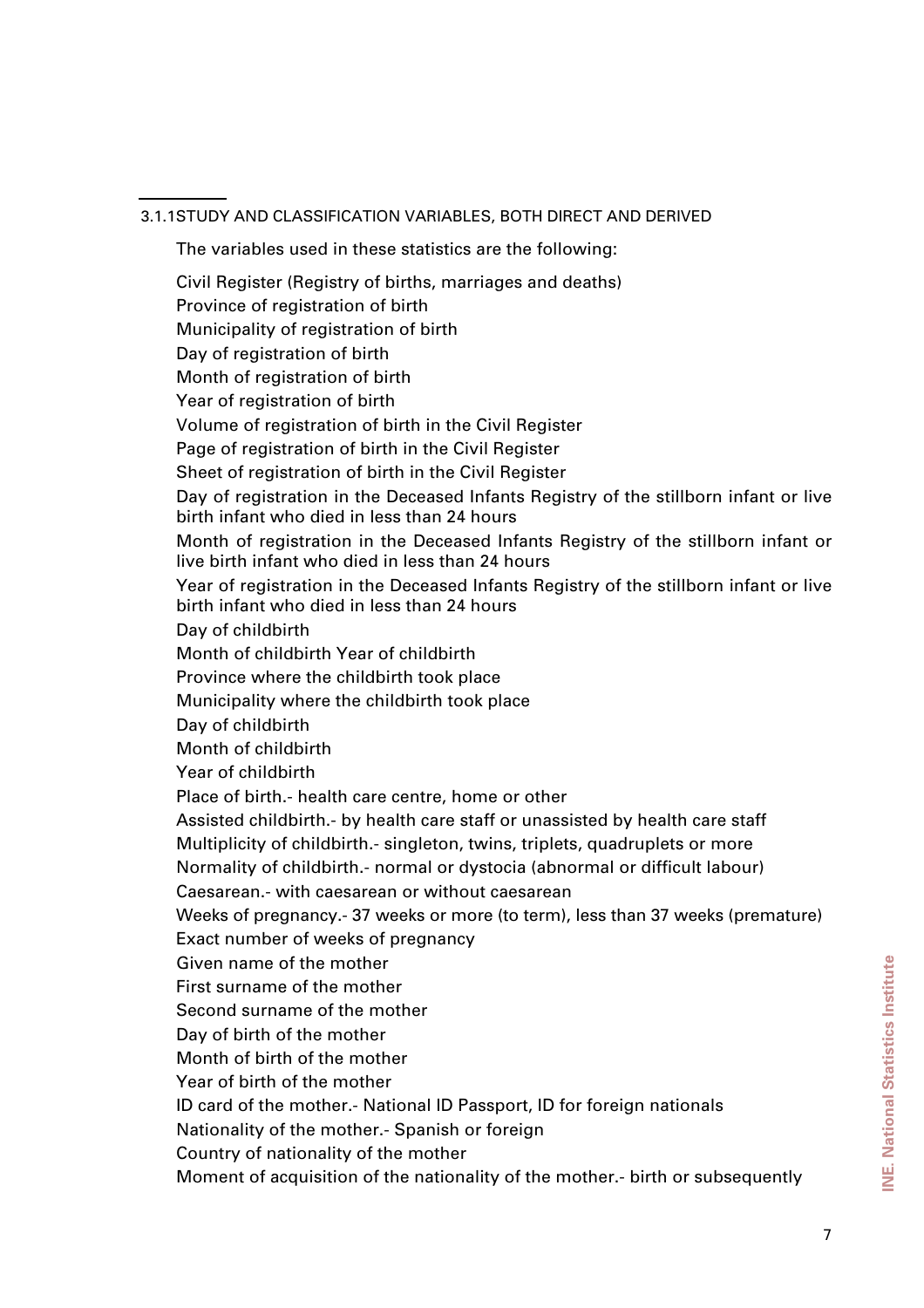### 3.1.1STUDY AND CLASSIFICATION VARIABLES, BOTH DIRECT AND DERIVED

The variables used in these statistics are the following:

Civil Register (Registry of births, marriages and deaths)

Province of registration of birth

Municipality of registration of birth

Day of registration of birth

Month of registration of birth

Year of registration of birth

Volume of registration of birth in the Civil Register

Page of registration of birth in the Civil Register

Sheet of registration of birth in the Civil Register

Day of registration in the Deceased Infants Registry of the stillborn infant or live birth infant who died in less than 24 hours

Month of registration in the Deceased Infants Registry of the stillborn infant or live birth infant who died in less than 24 hours

Year of registration in the Deceased Infants Registry of the stillborn infant or live birth infant who died in less than 24 hours

Day of childbirth

Month of childbirth Year of childbirth

Province where the childbirth took place

Municipality where the childbirth took place

Day of childbirth

Month of childbirth

Year of childbirth

Place of birth.- health care centre, home or other

Assisted childbirth.- by health care staff or unassisted by health care staff

Multiplicity of childbirth.- singleton, twins, triplets, quadruplets or more

Normality of childbirth.- normal or dystocia (abnormal or difficult labour)

Caesarean.- with caesarean or without caesarean

Weeks of pregnancy.- 37 weeks or more (to term), less than 37 weeks (premature)

Exact number of weeks of pregnancy

Given name of the mother

First surname of the mother

Second surname of the mother

Day of birth of the mother

Month of birth of the mother

Year of birth of the mother

ID card of the mother.- National ID Passport, ID for foreign nationals

Nationality of the mother.- Spanish or foreign

Country of nationality of the mother

Moment of acquisition of the nationality of the mother.- birth or subsequently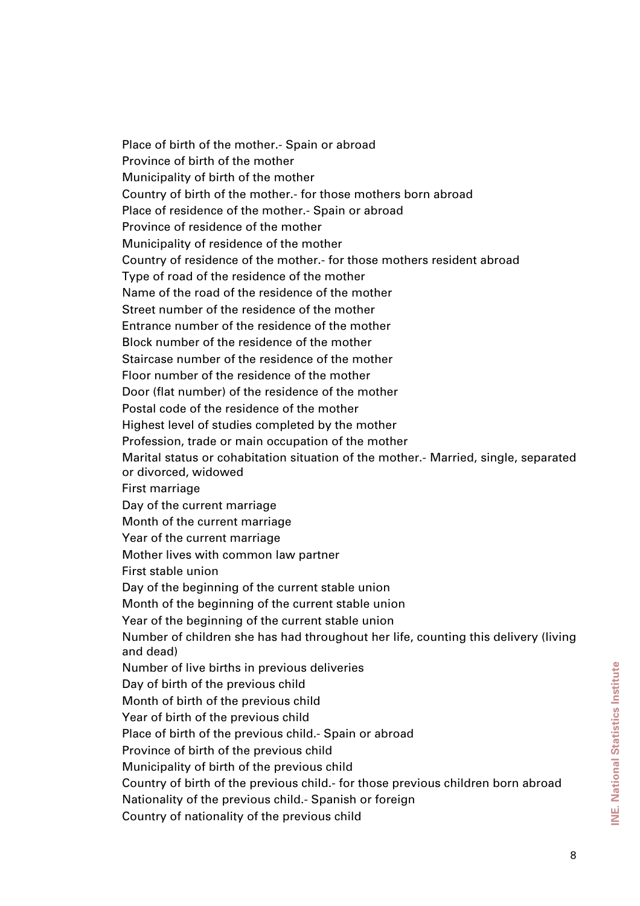Place of birth of the mother.- Spain or abroad
Province of birth of the mother
Municipality of birth of the mother
Country of birth of the mother.- for those mothers born abroad
Place of residence of the mother.- Spain or abroad
Province of residence of the mother
Municipality of residence of the mother
Country of residence of the mother.- for those mothers resident abroad
Type of road of the residence of the mother
Name of the road of the residence of the mother
Street number of the residence of the mother
Entrance number of the residence of the mother
Block number of the residence of the mother
Staircase number of the residence of the mother
Floor number of the residence of the mother
Door (flat number) of the residence of the mother
Postal code of the residence of the mother
Highest level of studies completed by the mother
Profession, trade or main occupation of the mother
Marital status or cohabitation situation of the mother.- Married, single, separated or divorced, widowed
First marriage
Day of the current marriage
Month of the current marriage
Year of the current marriage
Mother lives with common law partner
First stable union
Day of the beginning of the current stable union
Month of the beginning of the current stable union
Year of the beginning of the current stable union
Number of children she has had throughout her life, counting this delivery (living and dead)
Number of live births in previous deliveries
Day of birth of the previous child
Month of birth of the previous child
Year of birth of the previous child
Place of birth of the previous child.- Spain or abroad
Province of birth of the previous child
Municipality of birth of the previous child
Country of birth of the previous child.- for those previous children born abroad
Nationality of the previous child.- Spanish or foreign
Country of nationality of the previous child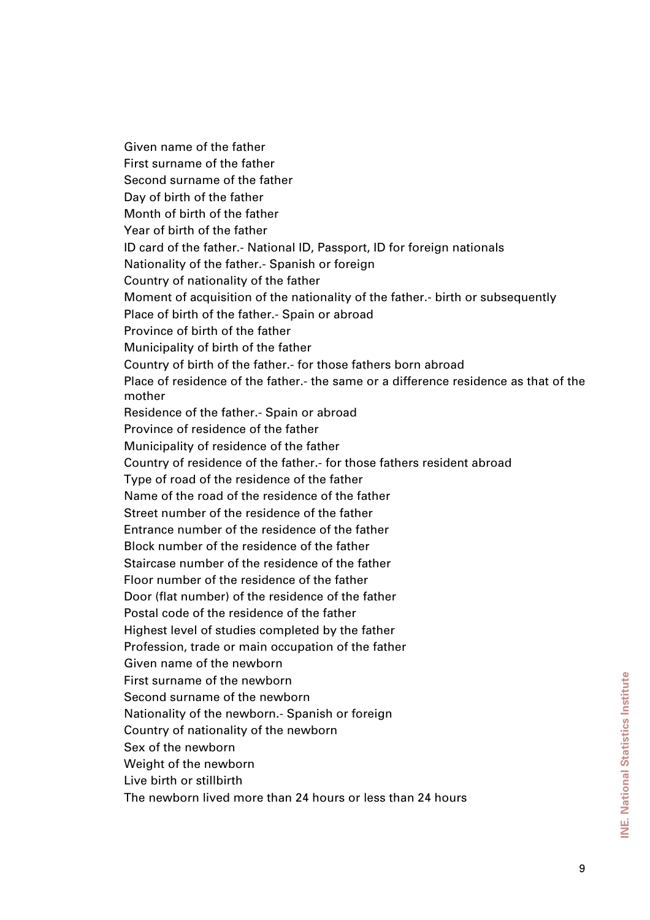Given name of the father
First surname of the father
Second surname of the father
Day of birth of the father
Month of birth of the father
Year of birth of the father
ID card of the father.- National ID, Passport, ID for foreign nationals
Nationality of the father.- Spanish or foreign
Country of nationality of the father
Moment of acquisition of the nationality of the father.- birth or subsequently
Place of birth of the father.- Spain or abroad
Province of birth of the father
Municipality of birth of the father
Country of birth of the father.- for those fathers born abroad
Place of residence of the father.- the same or a difference residence as that of the mother
Residence of the father.- Spain or abroad
Province of residence of the father
Municipality of residence of the father
Country of residence of the father.- for those fathers resident abroad
Type of road of the residence of the father
Name of the road of the residence of the father
Street number of the residence of the father
Entrance number of the residence of the father
Block number of the residence of the father
Staircase number of the residence of the father
Floor number of the residence of the father
Door (flat number) of the residence of the father
Postal code of the residence of the father
Highest level of studies completed by the father
Profession, trade or main occupation of the father
Given name of the newborn
First surname of the newborn
Second surname of the newborn
Nationality of the newborn.- Spanish or foreign
Country of nationality of the newborn
Sex of the newborn
Weight of the newborn
Live birth or stillbirth
The newborn lived more than 24 hours or less than 24 hours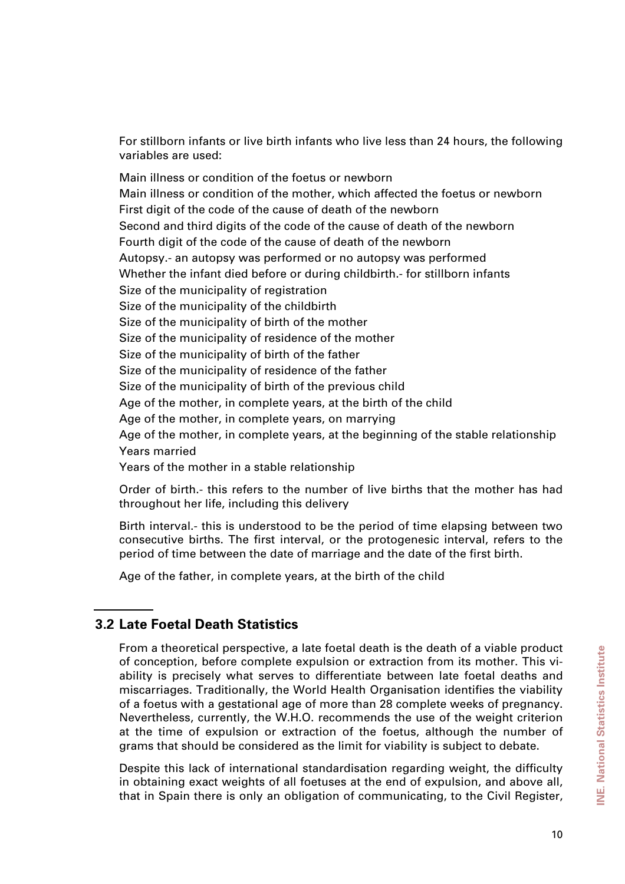For stillborn infants or live birth infants who live less than 24 hours, the following variables are used:

Main illness or condition of the foetus or newborn
Main illness or condition of the mother, which affected the foetus or newborn
First digit of the code of the cause of death of the newborn
Second and third digits of the code of the cause of death of the newborn
Fourth digit of the code of the cause of death of the newborn
Autopsy.- an autopsy was performed or no autopsy was performed
Whether the infant died before or during childbirth.- for stillborn infants
Size of the municipality of registration
Size of the municipality of the childbirth
Size of the municipality of birth of the mother
Size of the municipality of residence of the mother
Size of the municipality of birth of the father
Size of the municipality of residence of the father
Size of the municipality of birth of the previous child
Age of the mother, in complete years, at the birth of the child
Age of the mother, in complete years, on marrying
Age of the mother, in complete years, at the beginning of the stable relationship
Years married
Years of the mother in a stable relationship

Order of birth.- this refers to the number of live births that the mother has had throughout her life, including this delivery

Birth interval.- this is understood to be the period of time elapsing between two consecutive births. The first interval, or the protogenesic interval, refers to the period of time between the date of marriage and the date of the first birth.

Age of the father, in complete years, at the birth of the child

## 3.2 Late Foetal Death Statistics

From a theoretical perspective, a late foetal death is the death of a viable product of conception, before complete expulsion or extraction from its mother. This viability is precisely what serves to differentiate between late foetal deaths and miscarriages. Traditionally, the World Health Organisation identifies the viability of a foetus with a gestational age of more than 28 complete weeks of pregnancy. Nevertheless, currently, the W.H.O. recommends the use of the weight criterion at the time of expulsion or extraction of the foetus, although the number of grams that should be considered as the limit for viability is subject to debate.

Despite this lack of international standardisation regarding weight, the difficulty in obtaining exact weights of all foetuses at the end of expulsion, and above all, that in Spain there is only an obligation of communicating, to the Civil Register,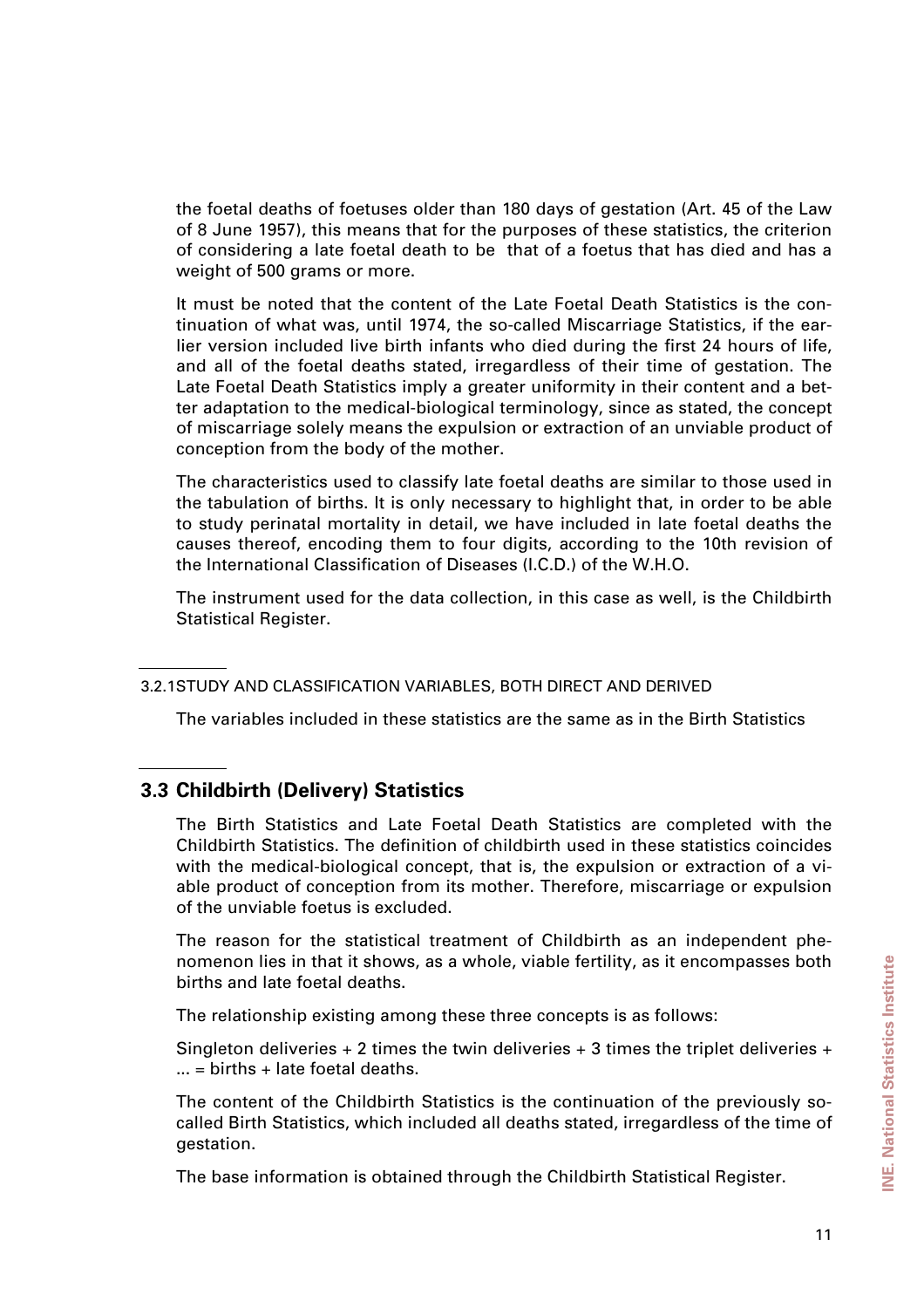the foetal deaths of foetuses older than 180 days of gestation (Art. 45 of the Law of 8 June 1957), this means that for the purposes of these statistics, the criterion of considering a late foetal death to be that of a foetus that has died and has a weight of 500 grams or more.

It must be noted that the content of the Late Foetal Death Statistics is the continuation of what was, until 1974, the so-called Miscarriage Statistics, if the earlier version included live birth infants who died during the first 24 hours of life, and all of the foetal deaths stated, irregardless of their time of gestation. The Late Foetal Death Statistics imply a greater uniformity in their content and a better adaptation to the medical-biological terminology, since as stated, the concept of miscarriage solely means the expulsion or extraction of an unviable product of conception from the body of the mother.

The characteristics used to classify late foetal deaths are similar to those used in the tabulation of births. It is only necessary to highlight that, in order to be able to study perinatal mortality in detail, we have included in late foetal deaths the causes thereof, encoding them to four digits, according to the 10th revision of the International Classification of Diseases (I.C.D.) of the W.H.O.

The instrument used for the data collection, in this case as well, is the Childbirth Statistical Register.

#### 3.2.1 STUDY AND CLASSIFICATION VARIABLES, BOTH DIRECT AND DERIVED

The variables included in these statistics are the same as in the Birth Statistics

## 3.3 Childbirth (Delivery) Statistics

The Birth Statistics and Late Foetal Death Statistics are completed with the Childbirth Statistics. The definition of childbirth used in these statistics coincides with the medical-biological concept, that is, the expulsion or extraction of a viable product of conception from its mother. Therefore, miscarriage or expulsion of the unviable foetus is excluded.

The reason for the statistical treatment of Childbirth as an independent phenomenon lies in that it shows, as a whole, viable fertility, as it encompasses both births and late foetal deaths.

The relationship existing among these three concepts is as follows:

Singleton deliveries + 2 times the twin deliveries + 3 times the triplet deliveries + ... = births + late foetal deaths.

The content of the Childbirth Statistics is the continuation of the previously so-called Birth Statistics, which included all deaths stated, irregardless of the time of gestation.

The base information is obtained through the Childbirth Statistical Register.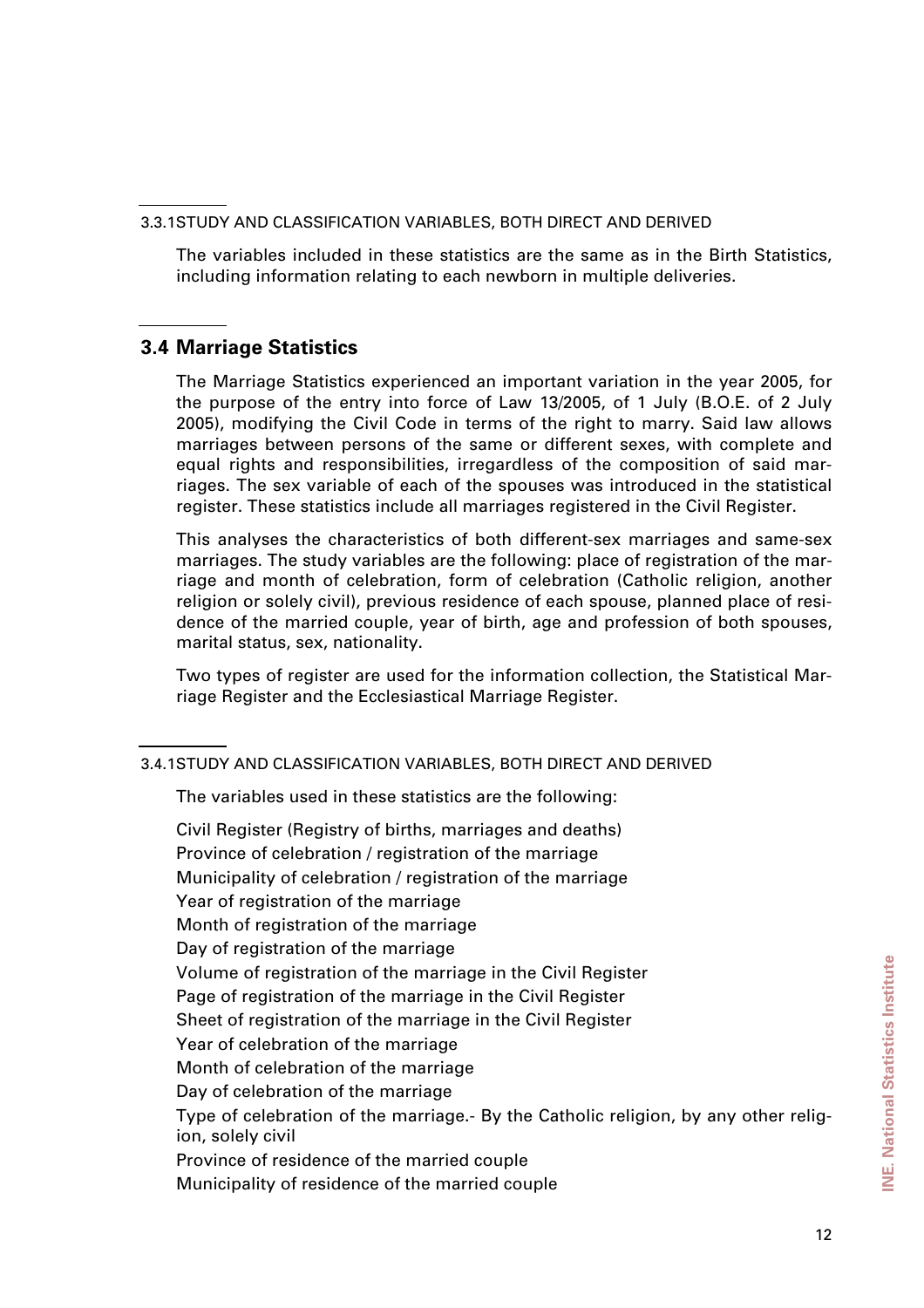#### 3.3.1 STUDY AND CLASSIFICATION VARIABLES, BOTH DIRECT AND DERIVED

The variables included in these statistics are the same as in the Birth Statistics, including information relating to each newborn in multiple deliveries.

## 3.4 Marriage Statistics

The Marriage Statistics experienced an important variation in the year 2005, for the purpose of the entry into force of Law 13/2005, of 1 July (B.O.E. of 2 July 2005), modifying the Civil Code in terms of the right to marry. Said law allows marriages between persons of the same or different sexes, with complete and equal rights and responsibilities, irregardless of the composition of said marriages. The sex variable of each of the spouses was introduced in the statistical register. These statistics include all marriages registered in the Civil Register.

This analyses the characteristics of both different-sex marriages and same-sex marriages. The study variables are the following: place of registration of the marriage and month of celebration, form of celebration (Catholic religion, another religion or solely civil), previous residence of each spouse, planned place of residence of the married couple, year of birth, age and profession of both spouses, marital status, sex, nationality.

Two types of register are used for the information collection, the Statistical Marriage Register and the Ecclesiastical Marriage Register.

#### 3.4.1 STUDY AND CLASSIFICATION VARIABLES, BOTH DIRECT AND DERIVED

The variables used in these statistics are the following:

Civil Register (Registry of births, marriages and deaths)
Province of celebration / registration of the marriage
Municipality of celebration / registration of the marriage
Year of registration of the marriage
Month of registration of the marriage
Day of registration of the marriage
Volume of registration of the marriage in the Civil Register
Page of registration of the marriage in the Civil Register
Sheet of registration of the marriage in the Civil Register
Year of celebration of the marriage
Month of celebration of the marriage
Day of celebration of the marriage
Type of celebration of the marriage.- By the Catholic religion, by any other religion, solely civil
Province of residence of the married couple
Municipality of residence of the married couple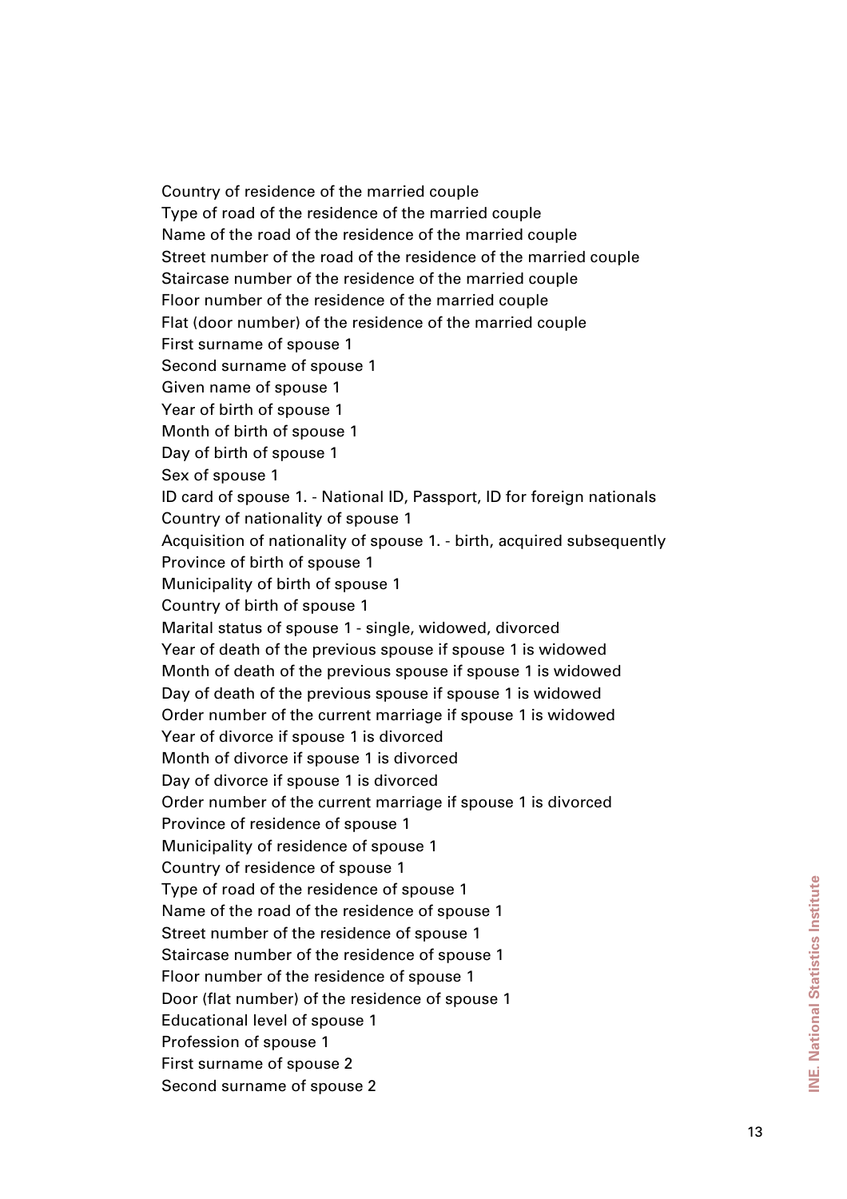Country of residence of the married couple
Type of road of the residence of the married couple
Name of the road of the residence of the married couple
Street number of the road of the residence of the married couple
Staircase number of the residence of the married couple
Floor number of the residence of the married couple
Flat (door number) of the residence of the married couple
First surname of spouse 1
Second surname of spouse 1
Given name of spouse 1
Year of birth of spouse 1
Month of birth of spouse 1
Day of birth of spouse 1
Sex of spouse 1
ID card of spouse 1. - National ID, Passport, ID for foreign nationals
Country of nationality of spouse 1
Acquisition of nationality of spouse 1. - birth, acquired subsequently
Province of birth of spouse 1
Municipality of birth of spouse 1
Country of birth of spouse 1
Marital status of spouse 1 - single, widowed, divorced
Year of death of the previous spouse if spouse 1 is widowed
Month of death of the previous spouse if spouse 1 is widowed
Day of death of the previous spouse if spouse 1 is widowed
Order number of the current marriage if spouse 1 is widowed
Year of divorce if spouse 1 is divorced
Month of divorce if spouse 1 is divorced
Day of divorce if spouse 1 is divorced
Order number of the current marriage if spouse 1 is divorced
Province of residence of spouse 1
Municipality of residence of spouse 1
Country of residence of spouse 1
Type of road of the residence of spouse 1
Name of the road of the residence of spouse 1
Street number of the residence of spouse 1
Staircase number of the residence of spouse 1
Floor number of the residence of spouse 1
Door (flat number) of the residence of spouse 1
Educational level of spouse 1
Profession of spouse 1
First surname of spouse 2
Second surname of spouse 2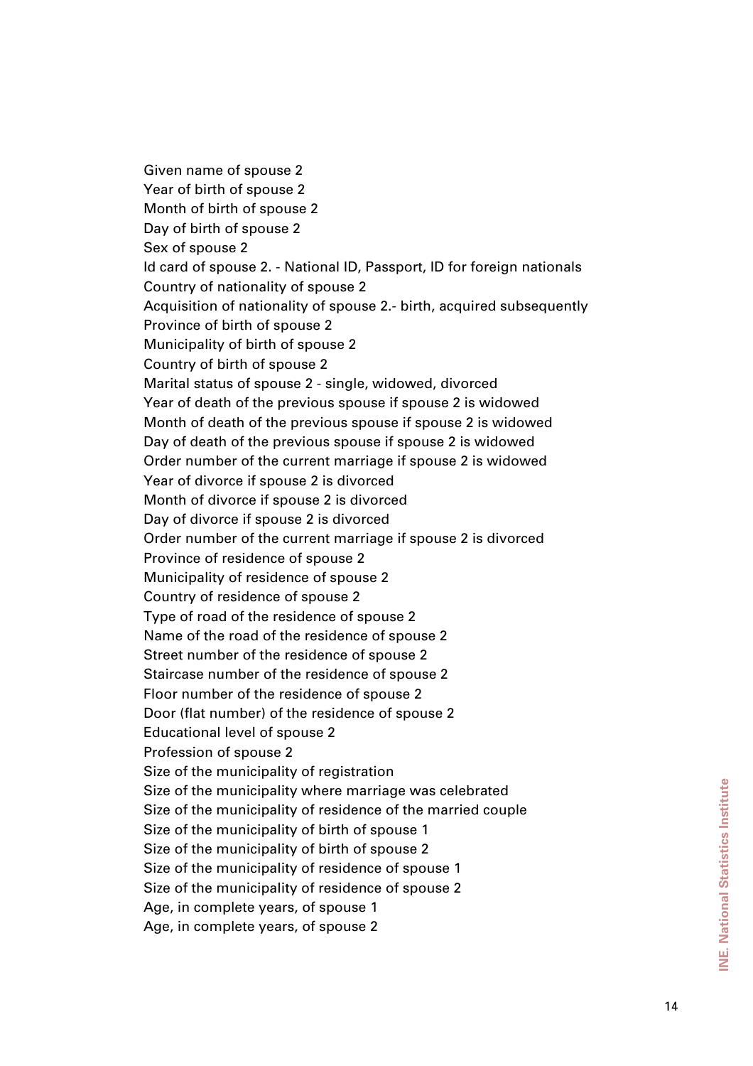Given name of spouse 2
Year of birth of spouse 2
Month of birth of spouse 2
Day of birth of spouse 2
Sex of spouse 2
Id card of spouse 2. - National ID, Passport, ID for foreign nationals
Country of nationality of spouse 2
Acquisition of nationality of spouse 2.- birth, acquired subsequently
Province of birth of spouse 2
Municipality of birth of spouse 2
Country of birth of spouse 2
Marital status of spouse 2 - single, widowed, divorced
Year of death of the previous spouse if spouse 2 is widowed
Month of death of the previous spouse if spouse 2 is widowed
Day of death of the previous spouse if spouse 2 is widowed
Order number of the current marriage if spouse 2 is widowed
Year of divorce if spouse 2 is divorced
Month of divorce if spouse 2 is divorced
Day of divorce if spouse 2 is divorced
Order number of the current marriage if spouse 2 is divorced
Province of residence of spouse 2
Municipality of residence of spouse 2
Country of residence of spouse 2
Type of road of the residence of spouse 2
Name of the road of the residence of spouse 2
Street number of the residence of spouse 2
Staircase number of the residence of spouse 2
Floor number of the residence of spouse 2
Door (flat number) of the residence of spouse 2
Educational level of spouse 2
Profession of spouse 2
Size of the municipality of registration
Size of the municipality where marriage was celebrated
Size of the municipality of residence of the married couple
Size of the municipality of birth of spouse 1
Size of the municipality of birth of spouse 2
Size of the municipality of residence of spouse 1
Size of the municipality of residence of spouse 2
Age, in complete years, of spouse 1
Age, in complete years, of spouse 2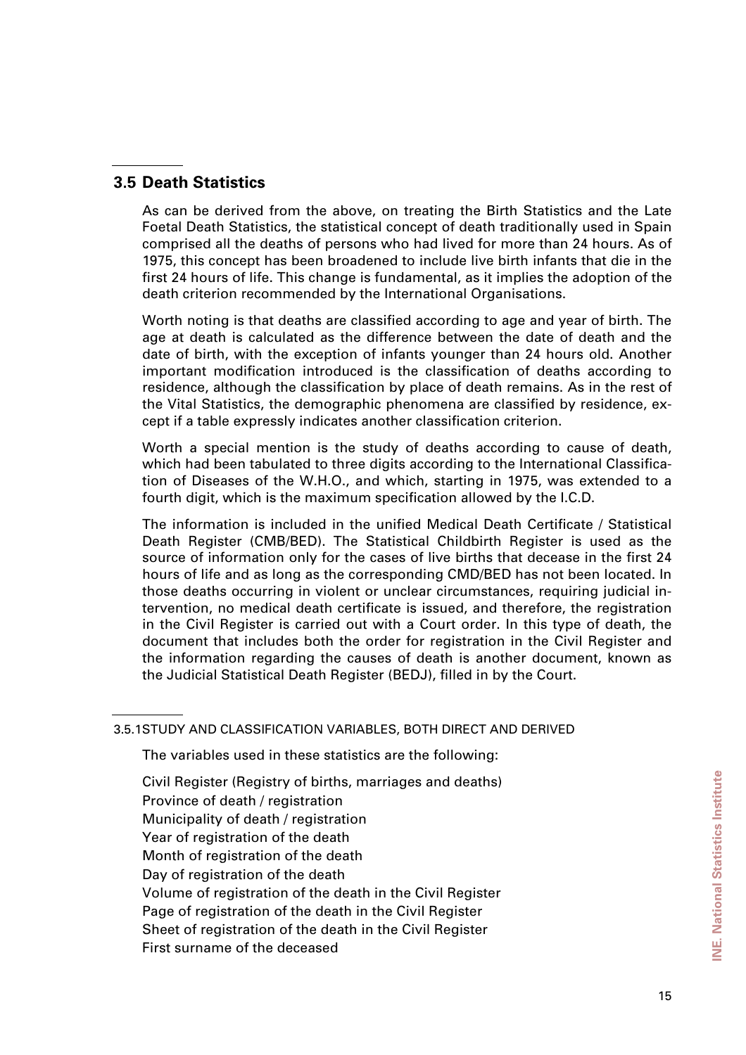## 3.5 Death Statistics

As can be derived from the above, on treating the Birth Statistics and the Late Foetal Death Statistics, the statistical concept of death traditionally used in Spain comprised all the deaths of persons who had lived for more than 24 hours. As of 1975, this concept has been broadened to include live birth infants that die in the first 24 hours of life. This change is fundamental, as it implies the adoption of the death criterion recommended by the International Organisations.

Worth noting is that deaths are classified according to age and year of birth. The age at death is calculated as the difference between the date of death and the date of birth, with the exception of infants younger than 24 hours old. Another important modification introduced is the classification of deaths according to residence, although the classification by place of death remains. As in the rest of the Vital Statistics, the demographic phenomena are classified by residence, except if a table expressly indicates another classification criterion.

Worth a special mention is the study of deaths according to cause of death, which had been tabulated to three digits according to the International Classification of Diseases of the W.H.O., and which, starting in 1975, was extended to a fourth digit, which is the maximum specification allowed by the I.C.D.

The information is included in the unified Medical Death Certificate / Statistical Death Register (CMB/BED). The Statistical Childbirth Register is used as the source of information only for the cases of live births that decease in the first 24 hours of life and as long as the corresponding CMD/BED has not been located. In those deaths occurring in violent or unclear circumstances, requiring judicial intervention, no medical death certificate is issued, and therefore, the registration in the Civil Register is carried out with a Court order. In this type of death, the document that includes both the order for registration in the Civil Register and the information regarding the causes of death is another document, known as the Judicial Statistical Death Register (BEDJ), filled in by the Court.

### 3.5.1STUDY AND CLASSIFICATION VARIABLES, BOTH DIRECT AND DERIVED

The variables used in these statistics are the following:

Civil Register (Registry of births, marriages and deaths)
Province of death / registration
Municipality of death / registration
Year of registration of the death
Month of registration of the death
Day of registration of the death
Volume of registration of the death in the Civil Register
Page of registration of the death in the Civil Register
Sheet of registration of the death in the Civil Register
First surname of the deceased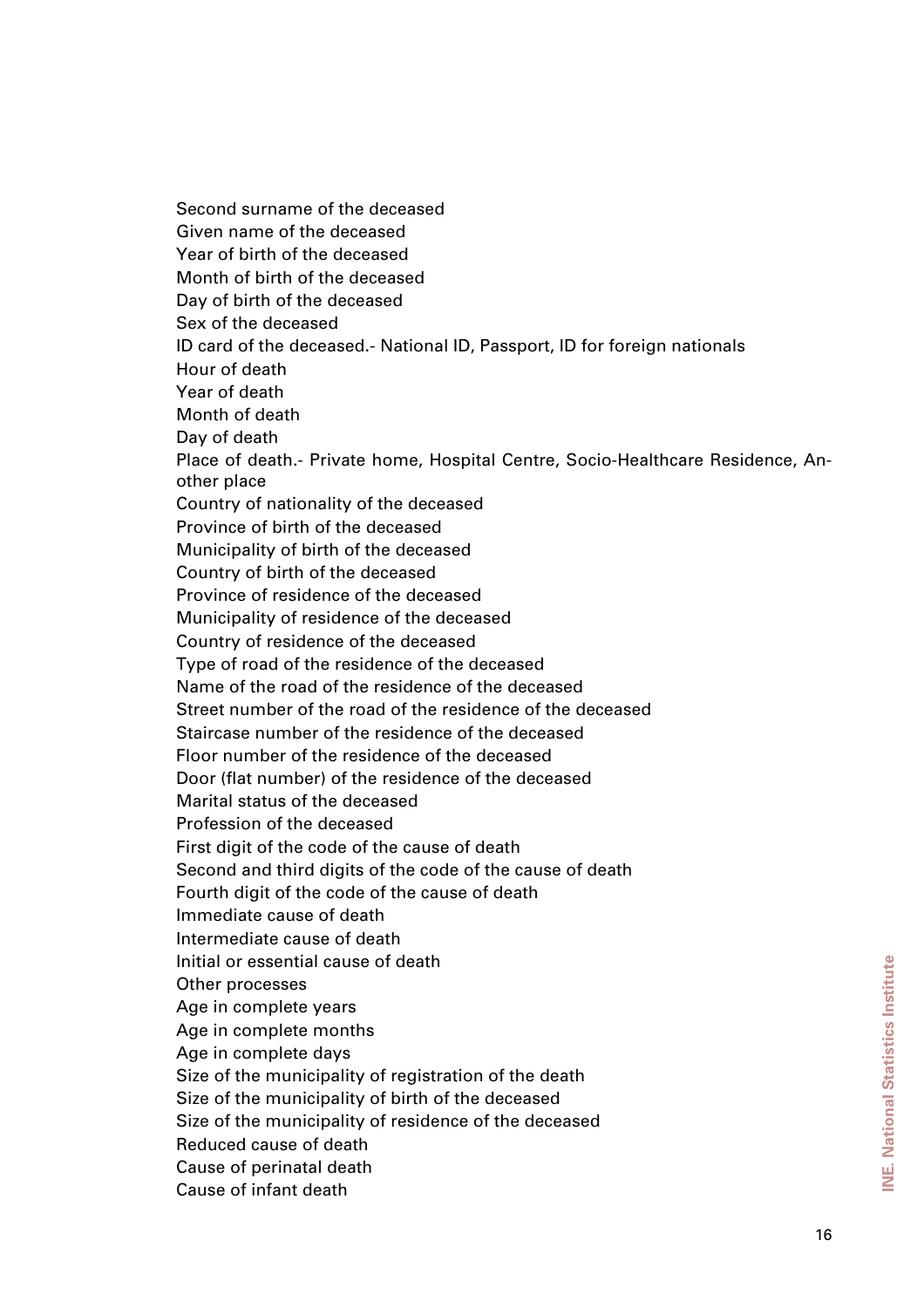Second surname of the deceased
Given name of the deceased
Year of birth of the deceased
Month of birth of the deceased
Day of birth of the deceased
Sex of the deceased
ID card of the deceased.- National ID, Passport, ID for foreign nationals
Hour of death
Year of death
Month of death
Day of death
Place of death.- Private home, Hospital Centre, Socio-Healthcare Residence, Another place
Country of nationality of the deceased
Province of birth of the deceased
Municipality of birth of the deceased
Country of birth of the deceased
Province of residence of the deceased
Municipality of residence of the deceased
Country of residence of the deceased
Type of road of the residence of the deceased
Name of the road of the residence of the deceased
Street number of the road of the residence of the deceased
Staircase number of the residence of the deceased
Floor number of the residence of the deceased
Door (flat number) of the residence of the deceased
Marital status of the deceased
Profession of the deceased
First digit of the code of the cause of death
Second and third digits of the code of the cause of death
Fourth digit of the code of the cause of death
Immediate cause of death
Intermediate cause of death
Initial or essential cause of death
Other processes
Age in complete years
Age in complete months
Age in complete days
Size of the municipality of registration of the death
Size of the municipality of birth of the deceased
Size of the municipality of residence of the deceased
Reduced cause of death
Cause of perinatal death
Cause of infant death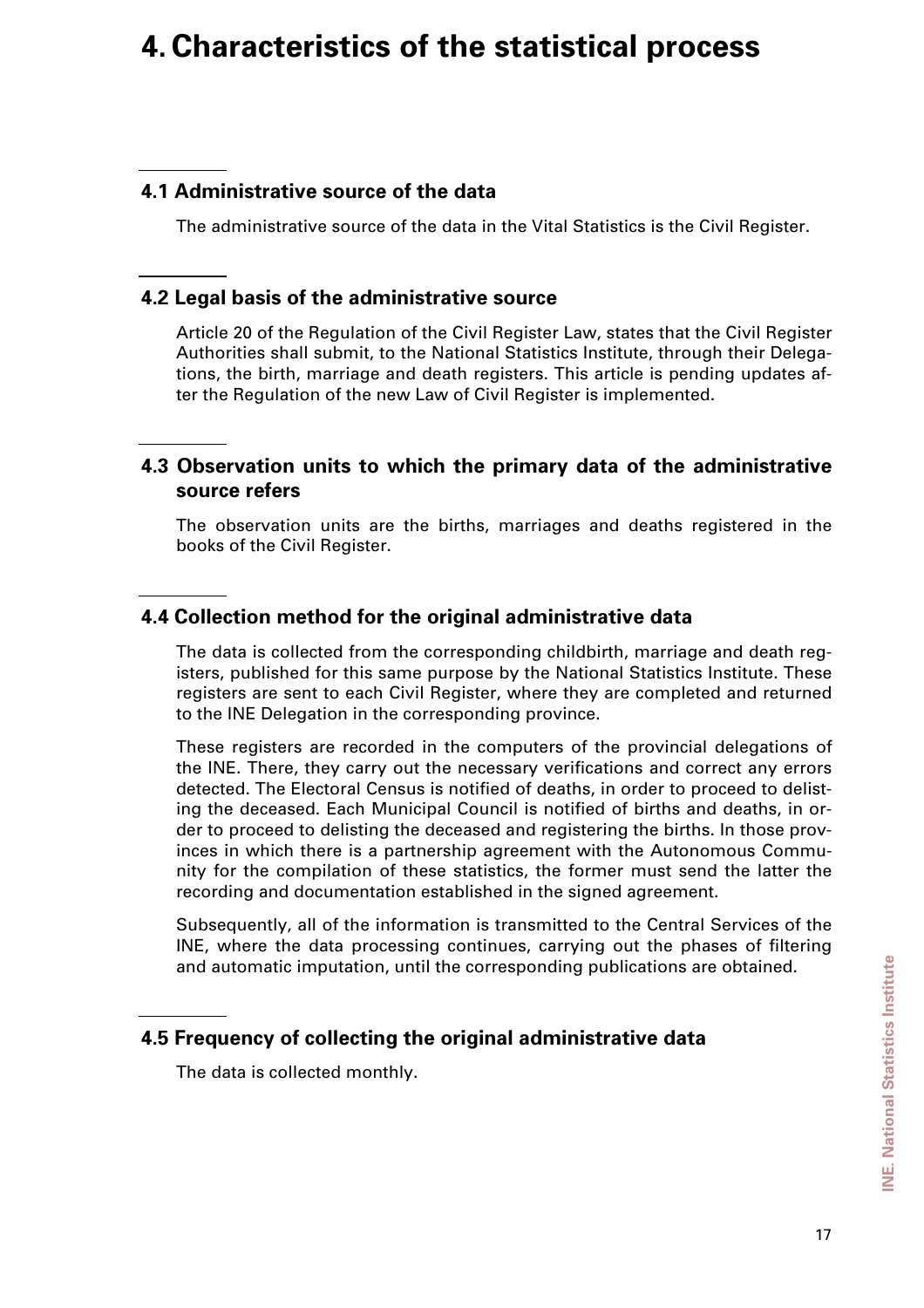# 4. Characteristics of the statistical process

## 4.1 Administrative source of the data

The administrative source of the data in the Vital Statistics is the Civil Register.

## 4.2 Legal basis of the administrative source

Article 20 of the Regulation of the Civil Register Law, states that the Civil Register Authorities shall submit, to the National Statistics Institute, through their Delegations, the birth, marriage and death registers. This article is pending updates after the Regulation of the new Law of Civil Register is implemented.

## 4.3 Observation units to which the primary data of the administrative source refers

The observation units are the births, marriages and deaths registered in the books of the Civil Register.

## 4.4 Collection method for the original administrative data

The data is collected from the corresponding childbirth, marriage and death registers, published for this same purpose by the National Statistics Institute. These registers are sent to each Civil Register, where they are completed and returned to the INE Delegation in the corresponding province.

These registers are recorded in the computers of the provincial delegations of the INE. There, they carry out the necessary verifications and correct any errors detected. The Electoral Census is notified of deaths, in order to proceed to delisting the deceased. Each Municipal Council is notified of births and deaths, in order to proceed to delisting the deceased and registering the births. In those provinces in which there is a partnership agreement with the Autonomous Community for the compilation of these statistics, the former must send the latter the recording and documentation established in the signed agreement.

Subsequently, all of the information is transmitted to the Central Services of the INE, where the data processing continues, carrying out the phases of filtering and automatic imputation, until the corresponding publications are obtained.

## 4.5 Frequency of collecting the original administrative data

The data is collected monthly.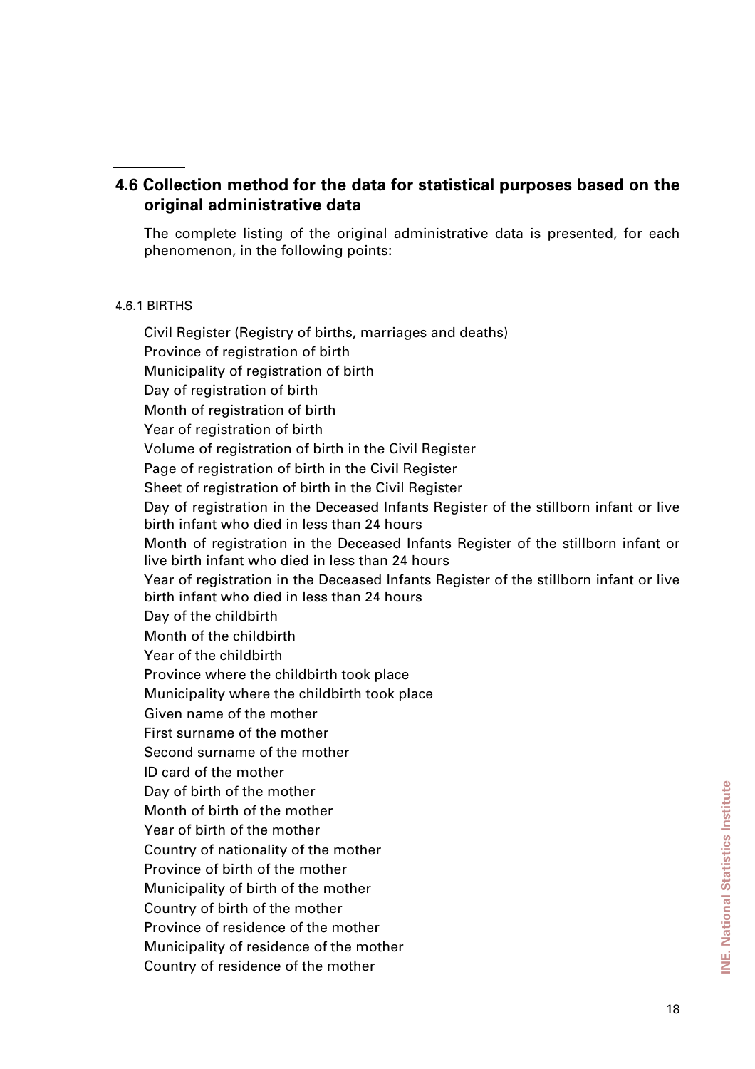## 4.6 Collection method for the data for statistical purposes based on the original administrative data

The complete listing of the original administrative data is presented, for each phenomenon, in the following points:

### 4.6.1 BIRTHS

Civil Register (Registry of births, marriages and deaths)
Province of registration of birth
Municipality of registration of birth
Day of registration of birth
Month of registration of birth
Year of registration of birth
Volume of registration of birth in the Civil Register
Page of registration of birth in the Civil Register
Sheet of registration of birth in the Civil Register
Day of registration in the Deceased Infants Register of the stillborn infant or live birth infant who died in less than 24 hours
Month of registration in the Deceased Infants Register of the stillborn infant or live birth infant who died in less than 24 hours
Year of registration in the Deceased Infants Register of the stillborn infant or live birth infant who died in less than 24 hours
Day of the childbirth
Month of the childbirth
Year of the childbirth
Province where the childbirth took place
Municipality where the childbirth took place
Given name of the mother
First surname of the mother
Second surname of the mother
ID card of the mother
Day of birth of the mother
Month of birth of the mother
Year of birth of the mother
Country of nationality of the mother
Province of birth of the mother
Municipality of birth of the mother
Country of birth of the mother
Province of residence of the mother
Municipality of residence of the mother
Country of residence of the mother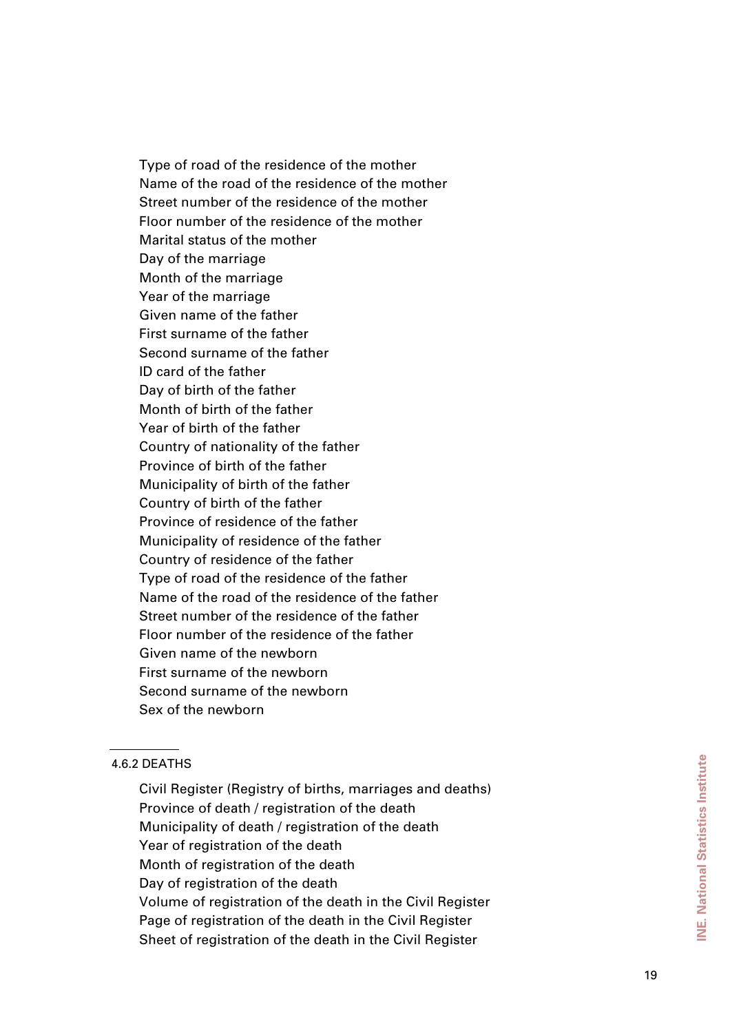Type of road of the residence of the mother
Name of the road of the residence of the mother
Street number of the residence of the mother
Floor number of the residence of the mother
Marital status of the mother
Day of the marriage
Month of the marriage
Year of the marriage
Given name of the father
First surname of the father
Second surname of the father
ID card of the father
Day of birth of the father
Month of birth of the father
Year of birth of the father
Country of nationality of the father
Province of birth of the father
Municipality of birth of the father
Country of birth of the father
Province of residence of the father
Municipality of residence of the father
Country of residence of the father
Type of road of the residence of the father
Name of the road of the residence of the father
Street number of the residence of the father
Floor number of the residence of the father
Given name of the newborn
First surname of the newborn
Second surname of the newborn
Sex of the newborn

#### 4.6.2 DEATHS

Civil Register (Registry of births, marriages and deaths)
Province of death / registration of the death
Municipality of death / registration of the death
Year of registration of the death
Month of registration of the death
Day of registration of the death
Volume of registration of the death in the Civil Register
Page of registration of the death in the Civil Register
Sheet of registration of the death in the Civil Register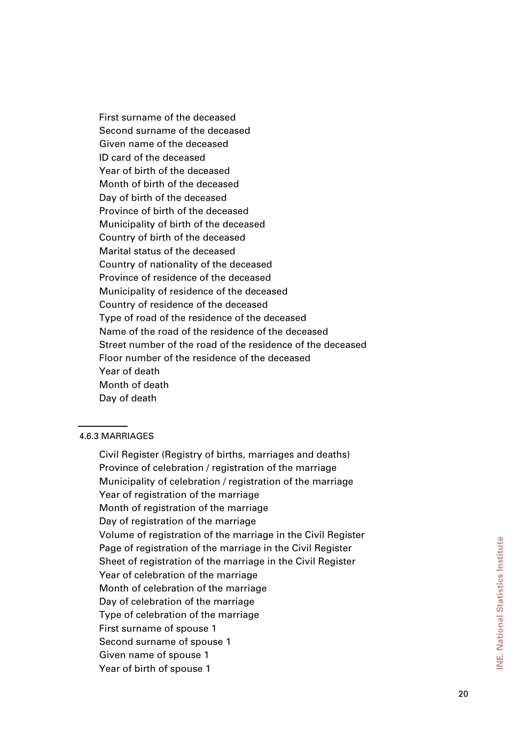First surname of the deceased
Second surname of the deceased
Given name of the deceased
ID card of the deceased
Year of birth of the deceased
Month of birth of the deceased
Day of birth of the deceased
Province of birth of the deceased
Municipality of birth of the deceased
Country of birth of the deceased
Marital status of the deceased
Country of nationality of the deceased
Province of residence of the deceased
Municipality of residence of the deceased
Country of residence of the deceased
Type of road of the residence of the deceased
Name of the road of the residence of the deceased
Street number of the road of the residence of the deceased
Floor number of the residence of the deceased
Year of death
Month of death
Day of death

### 4.6.3 MARRIAGES

Civil Register (Registry of births, marriages and deaths)
Province of celebration / registration of the marriage
Municipality of celebration / registration of the marriage
Year of registration of the marriage
Month of registration of the marriage
Day of registration of the marriage
Volume of registration of the marriage in the Civil Register
Page of registration of the marriage in the Civil Register
Sheet of registration of the marriage in the Civil Register
Year of celebration of the marriage
Month of celebration of the marriage
Day of celebration of the marriage
Type of celebration of the marriage
First surname of spouse 1
Second surname of spouse 1
Given name of spouse 1
Year of birth of spouse 1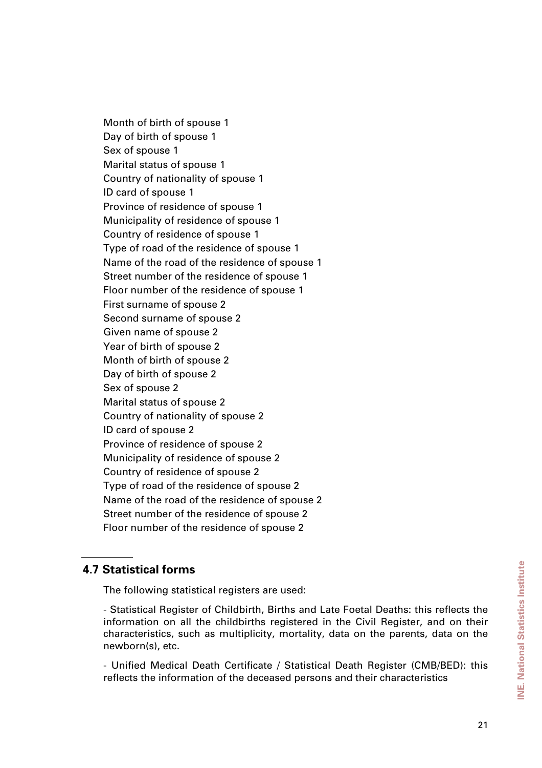Month of birth of spouse 1
Day of birth of spouse 1
Sex of spouse 1
Marital status of spouse 1
Country of nationality of spouse 1
ID card of spouse 1
Province of residence of spouse 1
Municipality of residence of spouse 1
Country of residence of spouse 1
Type of road of the residence of spouse 1
Name of the road of the residence of spouse 1
Street number of the residence of spouse 1
Floor number of the residence of spouse 1
First surname of spouse 2
Second surname of spouse 2
Given name of spouse 2
Year of birth of spouse 2
Month of birth of spouse 2
Day of birth of spouse 2
Sex of spouse 2
Marital status of spouse 2
Country of nationality of spouse 2
ID card of spouse 2
Province of residence of spouse 2
Municipality of residence of spouse 2
Country of residence of spouse 2
Type of road of the residence of spouse 2
Name of the road of the residence of spouse 2
Street number of the residence of spouse 2
Floor number of the residence of spouse 2

## 4.7 Statistical forms

The following statistical registers are used:

- Statistical Register of Childbirth, Births and Late Foetal Deaths: this reflects the information on all the childbirths registered in the Civil Register, and on their characteristics, such as multiplicity, mortality, data on the parents, data on the newborn(s), etc.

- Unified Medical Death Certificate / Statistical Death Register (CMB/BED): this reflects the information of the deceased persons and their characteristics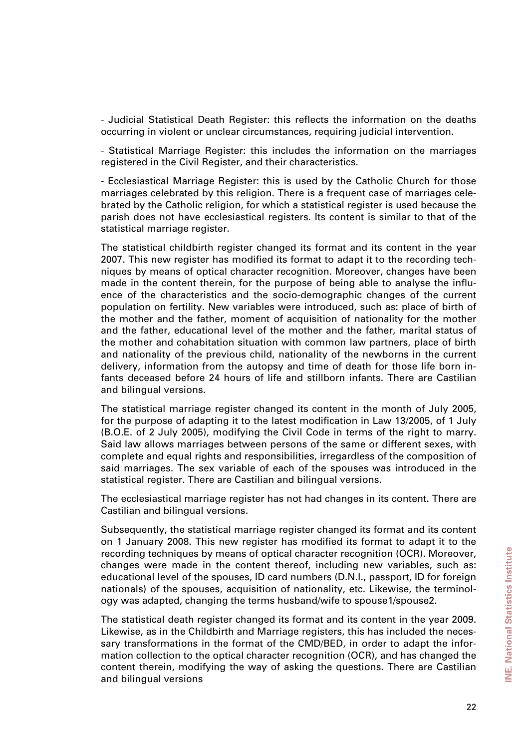- Judicial Statistical Death Register: this reflects the information on the deaths occurring in violent or unclear circumstances, requiring judicial intervention.

- Statistical Marriage Register: this includes the information on the marriages registered in the Civil Register, and their characteristics.

- Ecclesiastical Marriage Register: this is used by the Catholic Church for those marriages celebrated by this religion. There is a frequent case of marriages celebrated by the Catholic religion, for which a statistical register is used because the parish does not have ecclesiastical registers. Its content is similar to that of the statistical marriage register.

The statistical childbirth register changed its format and its content in the year 2007. This new register has modified its format to adapt it to the recording techniques by means of optical character recognition. Moreover, changes have been made in the content therein, for the purpose of being able to analyse the influence of the characteristics and the socio-demographic changes of the current population on fertility. New variables were introduced, such as: place of birth of the mother and the father, moment of acquisition of nationality for the mother and the father, educational level of the mother and the father, marital status of the mother and cohabitation situation with common law partners, place of birth and nationality of the previous child, nationality of the newborns in the current delivery, information from the autopsy and time of death for those life born infants deceased before 24 hours of life and stillborn infants. There are Castilian and bilingual versions.

The statistical marriage register changed its content in the month of July 2005, for the purpose of adapting it to the latest modification in Law 13/2005, of 1 July (B.O.E. of 2 July 2005), modifying the Civil Code in terms of the right to marry. Said law allows marriages between persons of the same or different sexes, with complete and equal rights and responsibilities, irregardless of the composition of said marriages. The sex variable of each of the spouses was introduced in the statistical register. There are Castilian and bilingual versions.

The ecclesiastical marriage register has not had changes in its content. There are Castilian and bilingual versions.

Subsequently, the statistical marriage register changed its format and its content on 1 January 2008. This new register has modified its format to adapt it to the recording techniques by means of optical character recognition (OCR). Moreover, changes were made in the content thereof, including new variables, such as: educational level of the spouses, ID card numbers (D.N.I., passport, ID for foreign nationals) of the spouses, acquisition of nationality, etc. Likewise, the terminology was adapted, changing the terms husband/wife to spouse1/spouse2.

The statistical death register changed its format and its content in the year 2009. Likewise, as in the Childbirth and Marriage registers, this has included the necessary transformations in the format of the CMD/BED, in order to adapt the information collection to the optical character recognition (OCR), and has changed the content therein, modifying the way of asking the questions. There are Castilian and bilingual versions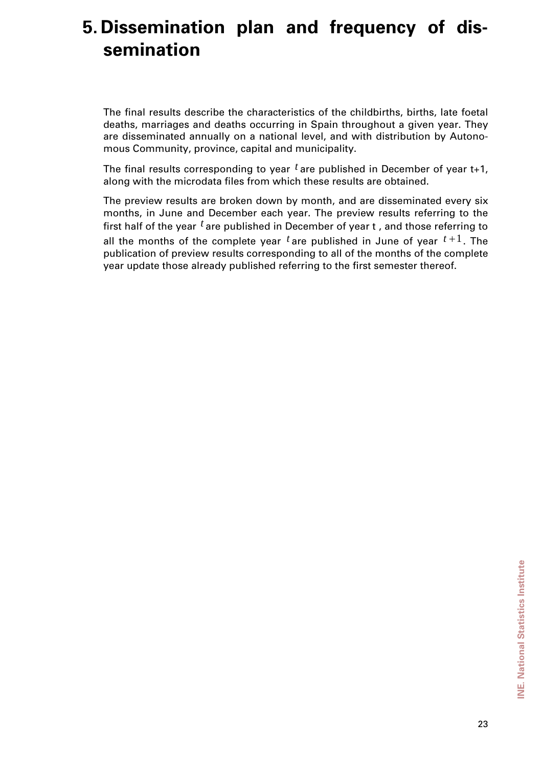# 5. Dissemination plan and frequency of dissemination

The final results describe the characteristics of the childbirths, births, late foetal deaths, marriages and deaths occurring in Spain throughout a given year. They are disseminated annually on a national level, and with distribution by Autonomous Community, province, capital and municipality.

The final results corresponding to year $t$ are published in December of year t+1, along with the microdata files from which these results are obtained.

The preview results are broken down by month, and are disseminated every six months, in June and December each year. The preview results referring to the first half of the year $t$ are published in December of year t , and those referring to all the months of the complete year $t$ are published in June of year $t+1$. The publication of preview results corresponding to all of the months of the complete year update those already published referring to the first semester thereof.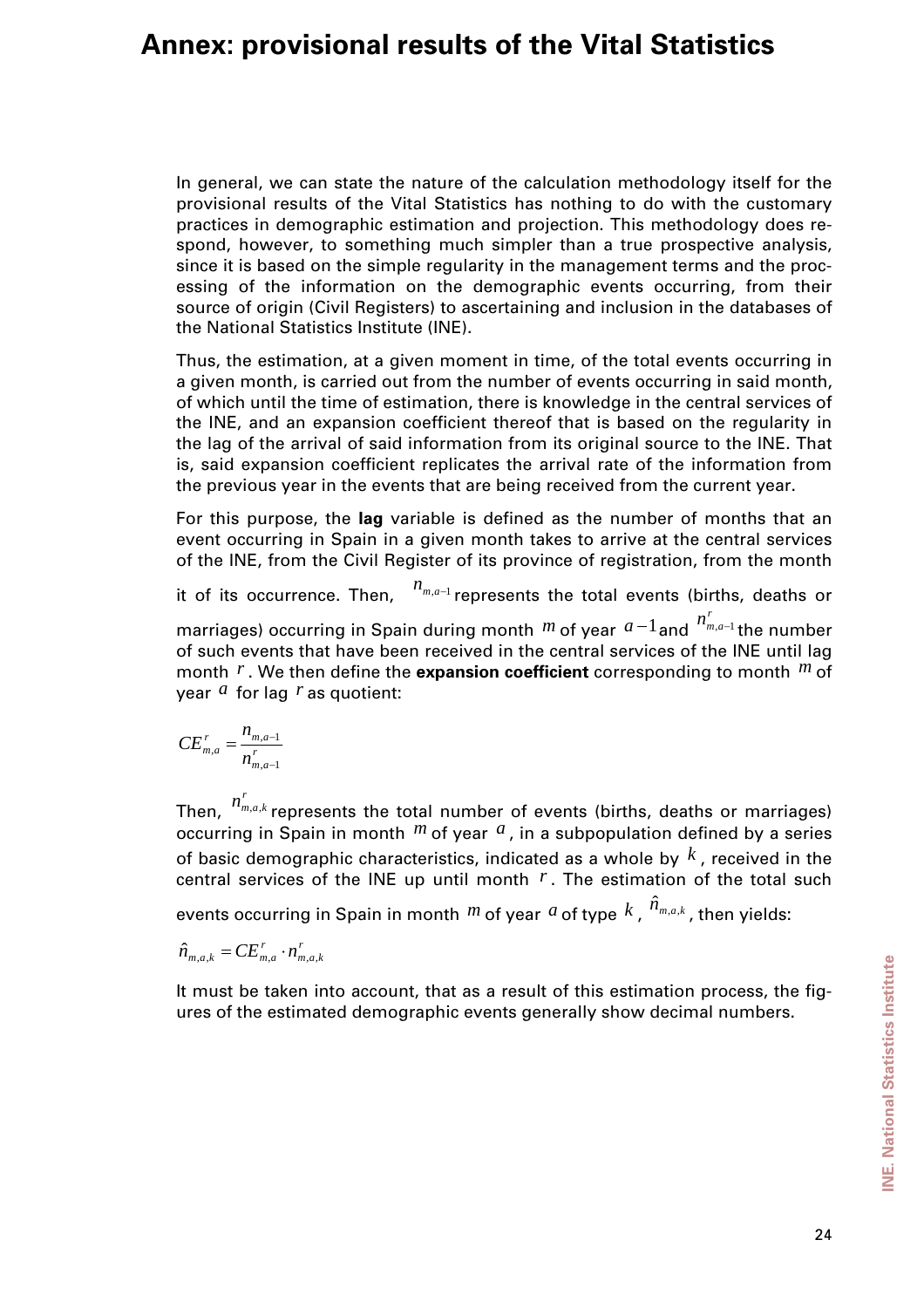# Annex: provisional results of the Vital Statistics

In general, we can state the nature of the calculation methodology itself for the provisional results of the Vital Statistics has nothing to do with the customary practices in demographic estimation and projection. This methodology does respond, however, to something much simpler than a true prospective analysis, since it is based on the simple regularity in the management terms and the processing of the information on the demographic events occurring, from their source of origin (Civil Registers) to ascertaining and inclusion in the databases of the National Statistics Institute (INE).

Thus, the estimation, at a given moment in time, of the total events occurring in a given month, is carried out from the number of events occurring in said month, of which until the time of estimation, there is knowledge in the central services of the INE, and an expansion coefficient thereof that is based on the regularity in the lag of the arrival of said information from its original source to the INE. That is, said expansion coefficient replicates the arrival rate of the information from the previous year in the events that are being received from the current year.

For this purpose, the **lag** variable is defined as the number of months that an event occurring in Spain in a given month takes to arrive at the central services of the INE, from the Civil Register of its province of registration, from the month it of its occurrence. Then, $n_{m,a-1}$ represents the total events (births, deaths or marriages) occurring in Spain during month $m$ of year $a-1$ and $n^{r}_{m,a-1}$ the number of such events that have been received in the central services of the INE until lag month $r$. We then define the **expansion coefficient** corresponding to month $m$ of year $a$ for lag $r$ as quotient:

$$CE^{r}_{m,a} = \frac{n_{m,a-1}}{n^{r}_{m,a-1}}$$

Then, $n^{r}_{m,a,k}$ represents the total number of events (births, deaths or marriages) occurring in Spain in month $m$ of year $a$, in a subpopulation defined by a series of basic demographic characteristics, indicated as a whole by $k$, received in the central services of the INE up until month $r$. The estimation of the total such events occurring in Spain in month $m$ of year $a$ of type $k$, $\hat{n}_{m,a,k}$, then yields:

$$\hat{n}_{m,a,k} = CE^{r}_{m,a} \cdot n^{r}_{m,a,k}$$

It must be taken into account, that as a result of this estimation process, the figures of the estimated demographic events generally show decimal numbers.